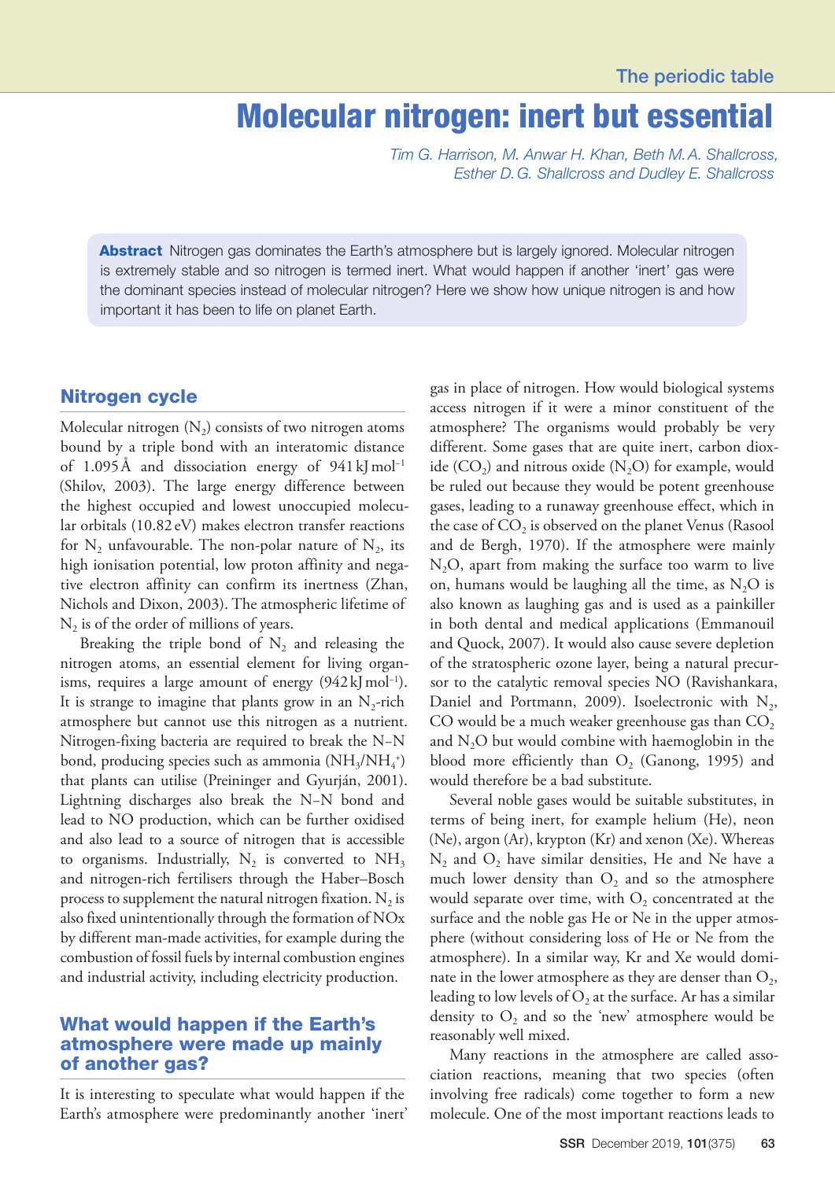# Molecular nitrogen: inert but essential

*Tim G. Harrison, M. Anwar H. Khan, Beth M. A. Shallcross, Esther D. G. Shallcross and Dudley E. Shallcross*

**Abstract** Nitrogen gas dominates the Earth's atmosphere but is largely ignored. Molecular nitrogen is extremely stable and so nitrogen is termed inert. What would happen if another 'inert' gas were the dominant species instead of molecular nitrogen? Here we show how unique nitrogen is and how important it has been to life on planet Earth.

## Nitrogen cycle

Molecular nitrogen ($N_2$) consists of two nitrogen atoms bound by a triple bond with an interatomic distance of 1.095 Å and dissociation energy of 941 kJ mol$^{-1}$ (Shilov, 2003). The large energy difference between the highest occupied and lowest unoccupied molecular orbitals (10.82 eV) makes electron transfer reactions for $N_2$ unfavourable. The non-polar nature of $N_2$, its high ionisation potential, low proton affinity and negative electron affinity can confirm its inertness (Zhan, Nichols and Dixon, 2003). The atmospheric lifetime of $N_2$ is of the order of millions of years.

Breaking the triple bond of $N_2$ and releasing the nitrogen atoms, an essential element for living organisms, requires a large amount of energy (942 kJ mol$^{-1}$). It is strange to imagine that plants grow in an $N_2$-rich atmosphere but cannot use this nitrogen as a nutrient. Nitrogen-fixing bacteria are required to break the N–N bond, producing species such as ammonia ($NH_3$/$NH_4^+$) that plants can utilise (Preininger and Gyurján, 2001). Lightning discharges also break the N–N bond and lead to NO production, which can be further oxidised and also lead to a source of nitrogen that is accessible to organisms. Industrially, $N_2$ is converted to $NH_3$ and nitrogen-rich fertilisers through the Haber–Bosch process to supplement the natural nitrogen fixation. $N_2$ is also fixed unintentionally through the formation of NOx by different man-made activities, for example during the combustion of fossil fuels by internal combustion engines and industrial activity, including electricity production.

## What would happen if the Earth's atmosphere were made up mainly of another gas?

It is interesting to speculate what would happen if the Earth's atmosphere were predominantly another 'inert' gas in place of nitrogen. How would biological systems access nitrogen if it were a minor constituent of the atmosphere? The organisms would probably be very different. Some gases that are quite inert, carbon dioxide ($CO_2$) and nitrous oxide ($N_2O$) for example, would be ruled out because they would be potent greenhouse gases, leading to a runaway greenhouse effect, which in the case of $CO_2$ is observed on the planet Venus (Rasool and de Bergh, 1970). If the atmosphere were mainly $N_2O$, apart from making the surface too warm to live on, humans would be laughing all the time, as $N_2O$ is also known as laughing gas and is used as a painkiller in both dental and medical applications (Emmanouil and Quock, 2007). It would also cause severe depletion of the stratospheric ozone layer, being a natural precursor to the catalytic removal species NO (Ravishankara, Daniel and Portmann, 2009). Isoelectronic with $N_2$, CO would be a much weaker greenhouse gas than $CO_2$ and $N_2O$ but would combine with haemoglobin in the blood more efficiently than $O_2$ (Ganong, 1995) and would therefore be a bad substitute.

Several noble gases would be suitable substitutes, in terms of being inert, for example helium (He), neon (Ne), argon (Ar), krypton (Kr) and xenon (Xe). Whereas $N_2$ and $O_2$ have similar densities, He and Ne have a much lower density than $O_2$ and so the atmosphere would separate over time, with $O_2$ concentrated at the surface and the noble gas He or Ne in the upper atmosphere (without considering loss of He or Ne from the atmosphere). In a similar way, Kr and Xe would dominate in the lower atmosphere as they are denser than $O_2$, leading to low levels of $O_2$ at the surface. Ar has a similar density to $O_2$ and so the 'new' atmosphere would be reasonably well mixed.

Many reactions in the atmosphere are called association reactions, meaning that two species (often involving free radicals) come together to form a new molecule. One of the most important reactions leads to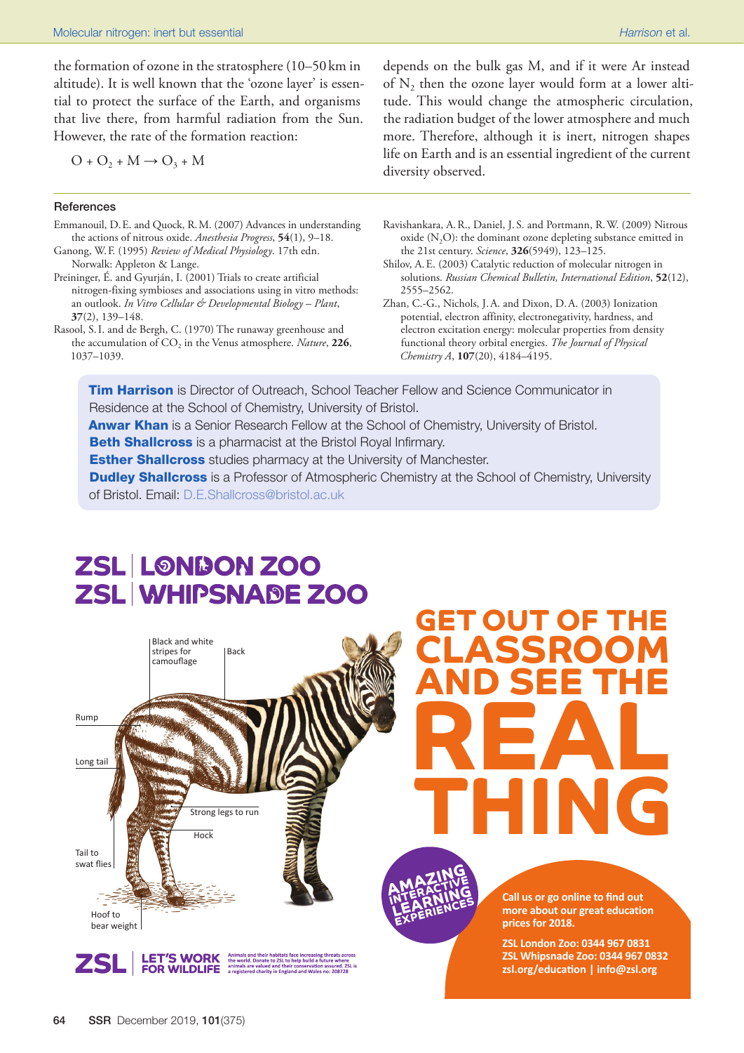the formation of ozone in the stratosphere (10–50 km in altitude). It is well known that the 'ozone layer' is essential to protect the surface of the Earth, and organisms that live there, from harmful radiation from the Sun. However, the rate of the formation reaction:

$$O + O_2 + M \rightarrow O_3 + M$$

depends on the bulk gas M, and if it were Ar instead of $N_2$ then the ozone layer would form at a lower altitude. This would change the atmospheric circulation, the radiation budget of the lower atmosphere and much more. Therefore, although it is inert, nitrogen shapes life on Earth and is an essential ingredient of the current diversity observed.

## References

Emmanouil, D. E. and Quock, R. M. (2007) Advances in understanding the actions of nitrous oxide. *Anesthesia Progress*, **54**(1), 9–18.

Ganong, W. F. (1995) *Review of Medical Physiology*. 17th edn. Norwalk: Appleton & Lange.

Preininger, É. and Gyurján, I. (2001) Trials to create artificial nitrogen-fixing symbioses and associations using in vitro methods: an outlook. *In Vitro Cellular & Developmental Biology – Plant*, **37**(2), 139–148.

Rasool, S. I. and de Bergh, C. (1970) The runaway greenhouse and the accumulation of $CO_2$ in the Venus atmosphere. *Nature*, **226**, 1037–1039.

Ravishankara, A. R., Daniel, J. S. and Portmann, R. W. (2009) Nitrous oxide ($N_2O$): the dominant ozone depleting substance emitted in the 21st century. *Science*, **326**(5949), 123–125.

Shilov, A. E. (2003) Catalytic reduction of molecular nitrogen in solutions. *Russian Chemical Bulletin, International Edition*, **52**(12), 2555–2562.

Zhan, C.-G., Nichols, J. A. and Dixon, D. A. (2003) Ionization potential, electron affinity, electronegativity, hardness, and electron excitation energy: molecular properties from density functional theory orbital energies. *The Journal of Physical Chemistry A*, **107**(20), 4184–4195.

**Tim Harrison** is Director of Outreach, School Teacher Fellow and Science Communicator in Residence at the School of Chemistry, University of Bristol.
**Anwar Khan** is a Senior Research Fellow at the School of Chemistry, University of Bristol.
**Beth Shallcross** is a pharmacist at the Bristol Royal Infirmary.
**Esther Shallcross** studies pharmacy at the University of Manchester.
**Dudley Shallcross** is a Professor of Atmospheric Chemistry at the School of Chemistry, University of Bristol. Email: D.E.Shallcross@bristol.ac.uk

ZSL | LONDON ZOO
ZSL | WHIPSNADE ZOO

GET OUT OF THE CLASSROOM AND SEE THE REAL THING

AMAZING INTERACTIVE LEARNING EXPERIENCES

Black and white stripes for camouflage
Back
Rump
Long tail
Strong legs to run
Hock
Tail to swat flies
Hoof to bear weight

Call us or go online to find out more about our great education prices for 2018.

ZSL London Zoo: 0344 967 0831
ZSL Whipsnade Zoo: 0344 967 0832
zsl.org/education | info@zsl.org

ZSL | LET'S WORK FOR WILDLIFE

Animals and their habitats face increasing threats across the world. Donate to ZSL to help build a future where animals are valued and their conservation assured. ZSL is a registered charity in England and Wales no: 208728